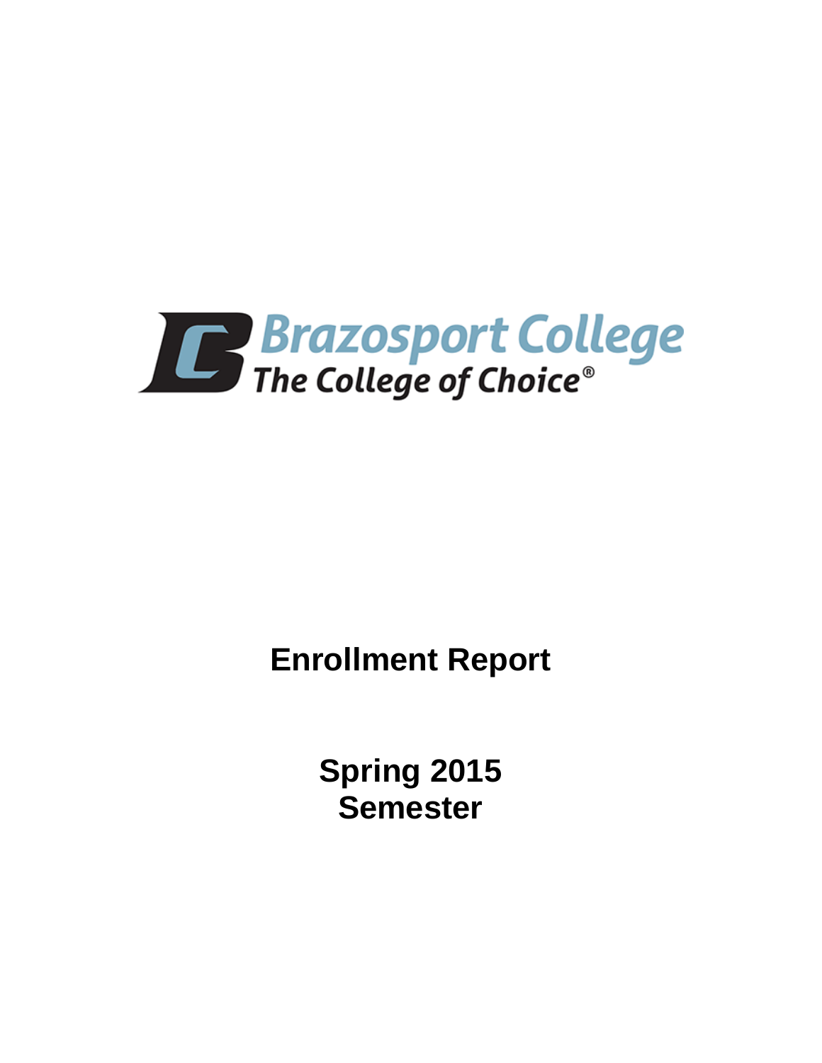Brazosport College

The College of Choice®

# Enrollment Report

## Spring 2015 Semester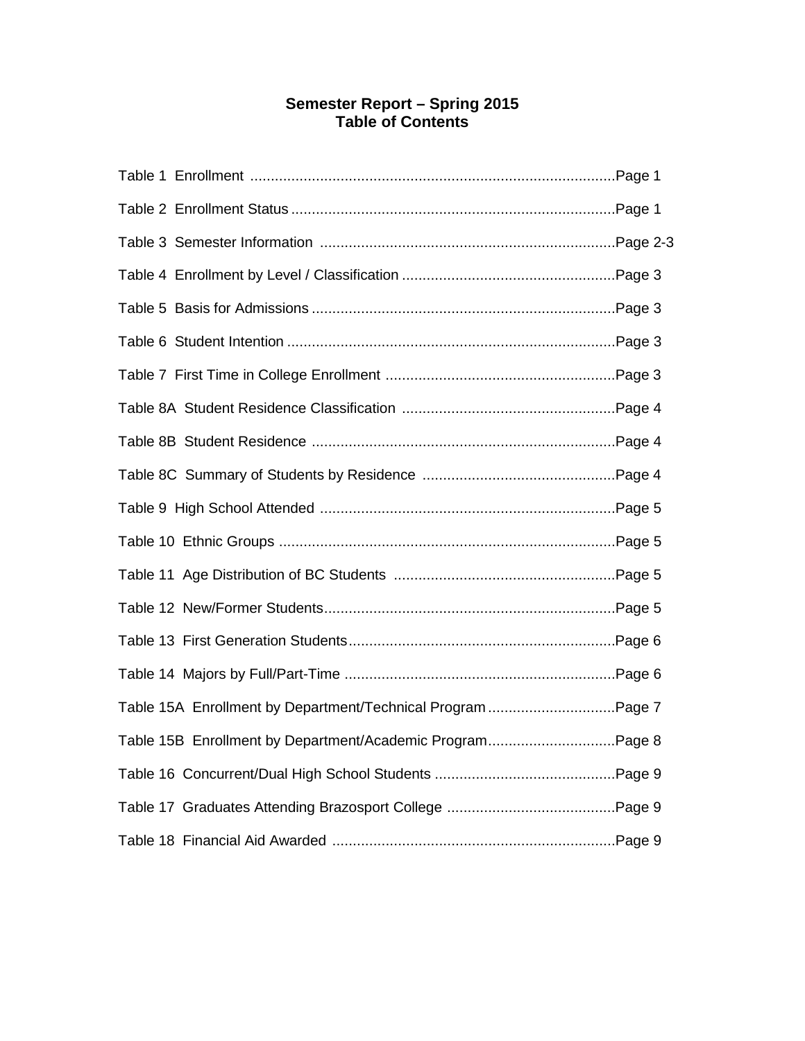# Semester Report – Spring 2015
## Table of Contents

| Table | Page |
|---|---|
| Table 1 Enrollment | Page 1 |
| Table 2 Enrollment Status | Page 1 |
| Table 3 Semester Information | Page 2-3 |
| Table 4 Enrollment by Level / Classification | Page 3 |
| Table 5 Basis for Admissions | Page 3 |
| Table 6 Student Intention | Page 3 |
| Table 7 First Time in College Enrollment | Page 3 |
| Table 8A Student Residence Classification | Page 4 |
| Table 8B Student Residence | Page 4 |
| Table 8C Summary of Students by Residence | Page 4 |
| Table 9 High School Attended | Page 5 |
| Table 10 Ethnic Groups | Page 5 |
| Table 11 Age Distribution of BC Students | Page 5 |
| Table 12 New/Former Students | Page 5 |
| Table 13 First Generation Students | Page 6 |
| Table 14 Majors by Full/Part-Time | Page 6 |
| Table 15A Enrollment by Department/Technical Program | Page 7 |
| Table 15B Enrollment by Department/Academic Program | Page 8 |
| Table 16 Concurrent/Dual High School Students | Page 9 |
| Table 17 Graduates Attending Brazosport College | Page 9 |
| Table 18 Financial Aid Awarded | Page 9 |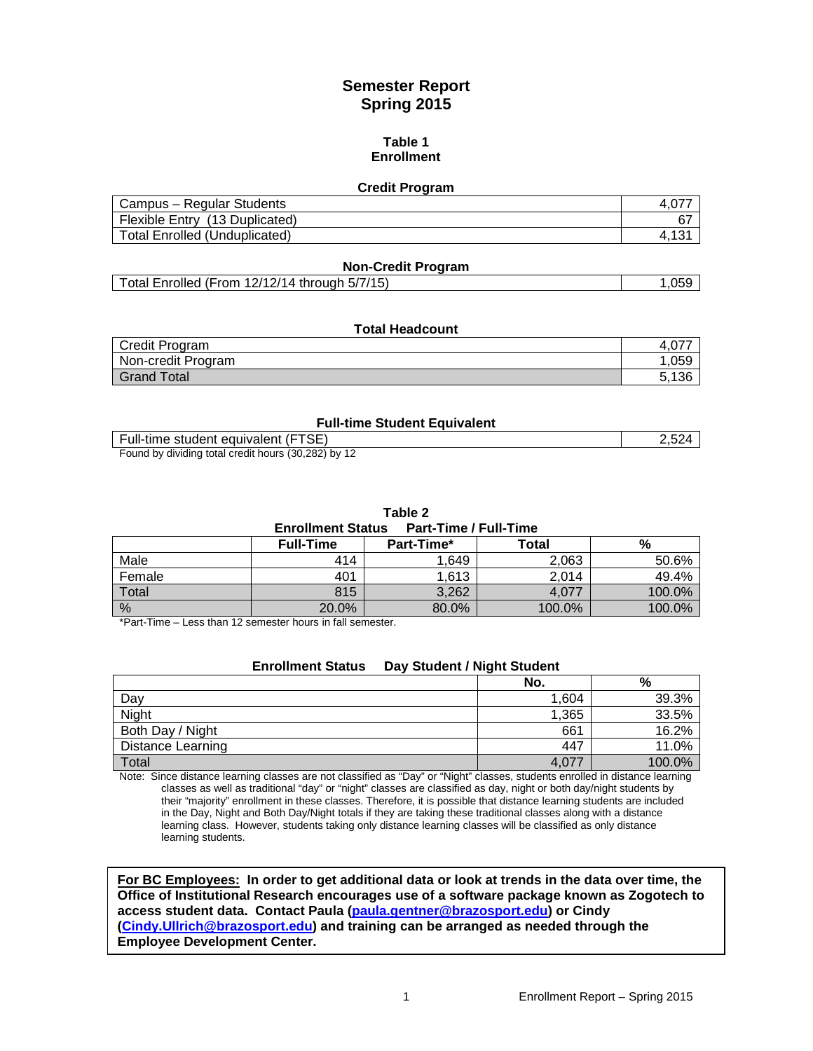# Semester Report
## Spring 2015

### Table 1
### Enrollment

**Credit Program**

| | |
|---|---|
| Campus – Regular Students | 4,077 |
| Flexible Entry (13 Duplicated) | 67 |
| Total Enrolled (Unduplicated) | 4,131 |

**Non-Credit Program**

| | |
|---|---|
| Total Enrolled (From 12/12/14 through 5/7/15) | 1,059 |

**Total Headcount**

| | |
|---|---|
| Credit Program | 4,077 |
| Non-credit Program | 1,059 |
| Grand Total | 5,136 |

**Full-time Student Equivalent**

| | |
|---|---|
| Full-time student equivalent (FTSE) | 2,524 |

Found by dividing total credit hours (30,282) by 12

### Table 2
**Enrollment Status Part-Time / Full-Time**

| | Full-Time | Part-Time* | Total | % |
|---|---|---|---|---|
| Male | 414 | 1,649 | 2,063 | 50.6% |
| Female | 401 | 1,613 | 2,014 | 49.4% |
| Total | 815 | 3,262 | 4,077 | 100.0% |
| % | 20.0% | 80.0% | 100.0% | 100.0% |

*Part-Time – Less than 12 semester hours in fall semester.

**Enrollment Status Day Student / Night Student**

| | No. | % |
|---|---|---|
| Day | 1,604 | 39.3% |
| Night | 1,365 | 33.5% |
| Both Day / Night | 661 | 16.2% |
| Distance Learning | 447 | 11.0% |
| Total | 4,077 | 100.0% |

Note: Since distance learning classes are not classified as "Day" or "Night" classes, students enrolled in distance learning classes as well as traditional "day" or "night" classes are classified as day, night or both day/night students by their "majority" enrollment in these classes. Therefore, it is possible that distance learning students are included in the Day, Night and Both Day/Night totals if they are taking these traditional classes along with a distance learning class. However, students taking only distance learning classes will be classified as only distance learning students.

**For BC Employees: In order to get additional data or look at trends in the data over time, the Office of Institutional Research encourages use of a software package known as Zogotech to access student data. Contact Paula (paula.gentner@brazosport.edu) or Cindy (Cindy.Ullrich@brazosport.edu) and training can be arranged as needed through the Employee Development Center.**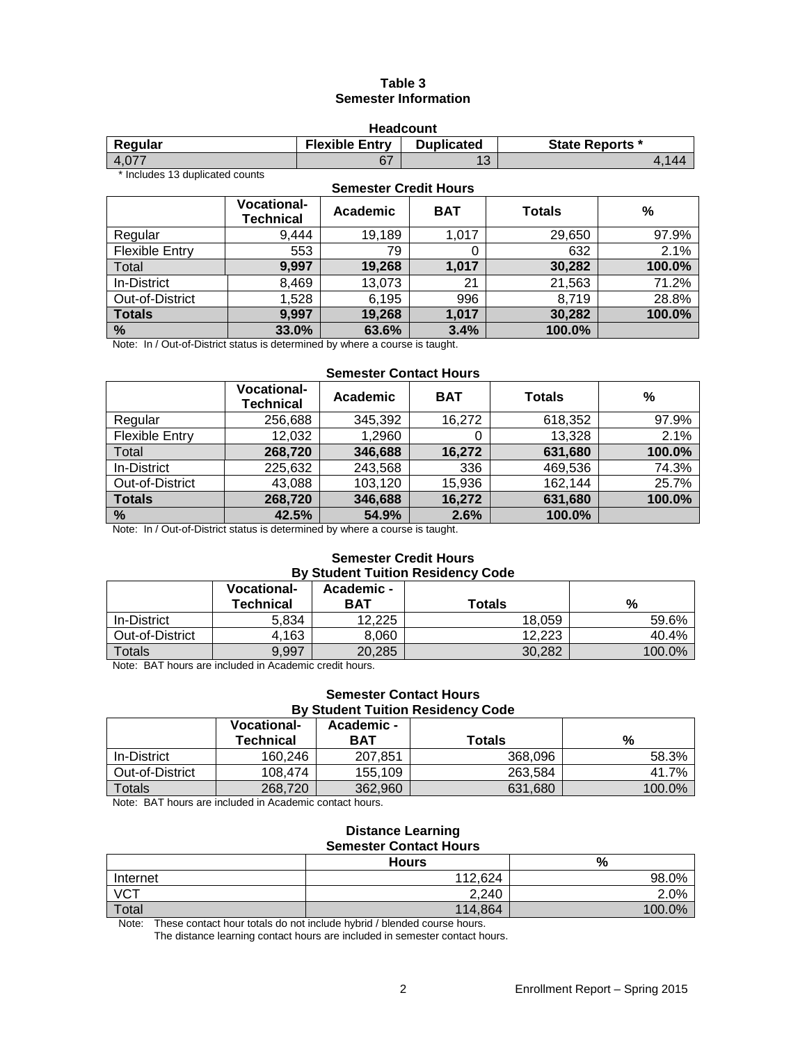**Table 3**
**Semester Information**

**Headcount**

| Regular | Flexible Entry | Duplicated | State Reports * |
|---|---|---|---|
| 4,077 | 67 | 13 | 4,144 |

\* Includes 13 duplicated counts

**Semester Credit Hours**

| | Vocational-Technical | Academic | BAT | Totals | % |
|---|---|---|---|---|---|
| Regular | 9,444 | 19,189 | 1,017 | 29,650 | 97.9% |
| Flexible Entry | 553 | 79 | 0 | 632 | 2.1% |
| Total | **9,997** | **19,268** | **1,017** | **30,282** | **100.0%** |
| In-District | 8,469 | 13,073 | 21 | 21,563 | 71.2% |
| Out-of-District | 1,528 | 6,195 | 996 | 8,719 | 28.8% |
| **Totals** | **9,997** | **19,268** | **1,017** | **30,282** | **100.0%** |
| **%** | **33.0%** | **63.6%** | **3.4%** | **100.0%** | |

Note: In / Out-of-District status is determined by where a course is taught.

**Semester Contact Hours**

| | Vocational-Technical | Academic | BAT | Totals | % |
|---|---|---|---|---|---|
| Regular | 256,688 | 345,392 | 16,272 | 618,352 | 97.9% |
| Flexible Entry | 12,032 | 1,2960 | 0 | 13,328 | 2.1% |
| Total | **268,720** | **346,688** | **16,272** | **631,680** | **100.0%** |
| In-District | 225,632 | 243,568 | 336 | 469,536 | 74.3% |
| Out-of-District | 43,088 | 103,120 | 15,936 | 162,144 | 25.7% |
| **Totals** | **268,720** | **346,688** | **16,272** | **631,680** | **100.0%** |
| **%** | **42.5%** | **54.9%** | **2.6%** | **100.0%** | |

Note: In / Out-of-District status is determined by where a course is taught.

**Semester Credit Hours**
**By Student Tuition Residency Code**

| | Vocational-Technical | Academic - BAT | Totals | % |
|---|---|---|---|---|
| In-District | 5,834 | 12,225 | 18,059 | 59.6% |
| Out-of-District | 4,163 | 8,060 | 12,223 | 40.4% |
| Totals | 9,997 | 20,285 | 30,282 | 100.0% |

Note: BAT hours are included in Academic credit hours.

**Semester Contact Hours**
**By Student Tuition Residency Code**

| | Vocational-Technical | Academic - BAT | Totals | % |
|---|---|---|---|---|
| In-District | 160,246 | 207,851 | 368,096 | 58.3% |
| Out-of-District | 108,474 | 155,109 | 263,584 | 41.7% |
| Totals | 268,720 | 362,960 | 631,680 | 100.0% |

Note: BAT hours are included in Academic contact hours.

**Distance Learning**
**Semester Contact Hours**

| | Hours | % |
|---|---|---|
| Internet | 112,624 | 98.0% |
| VCT | 2,240 | 2.0% |
| Total | 114,864 | 100.0% |

Note: These contact hour totals do not include hybrid / blended course hours.
The distance learning contact hours are included in semester contact hours.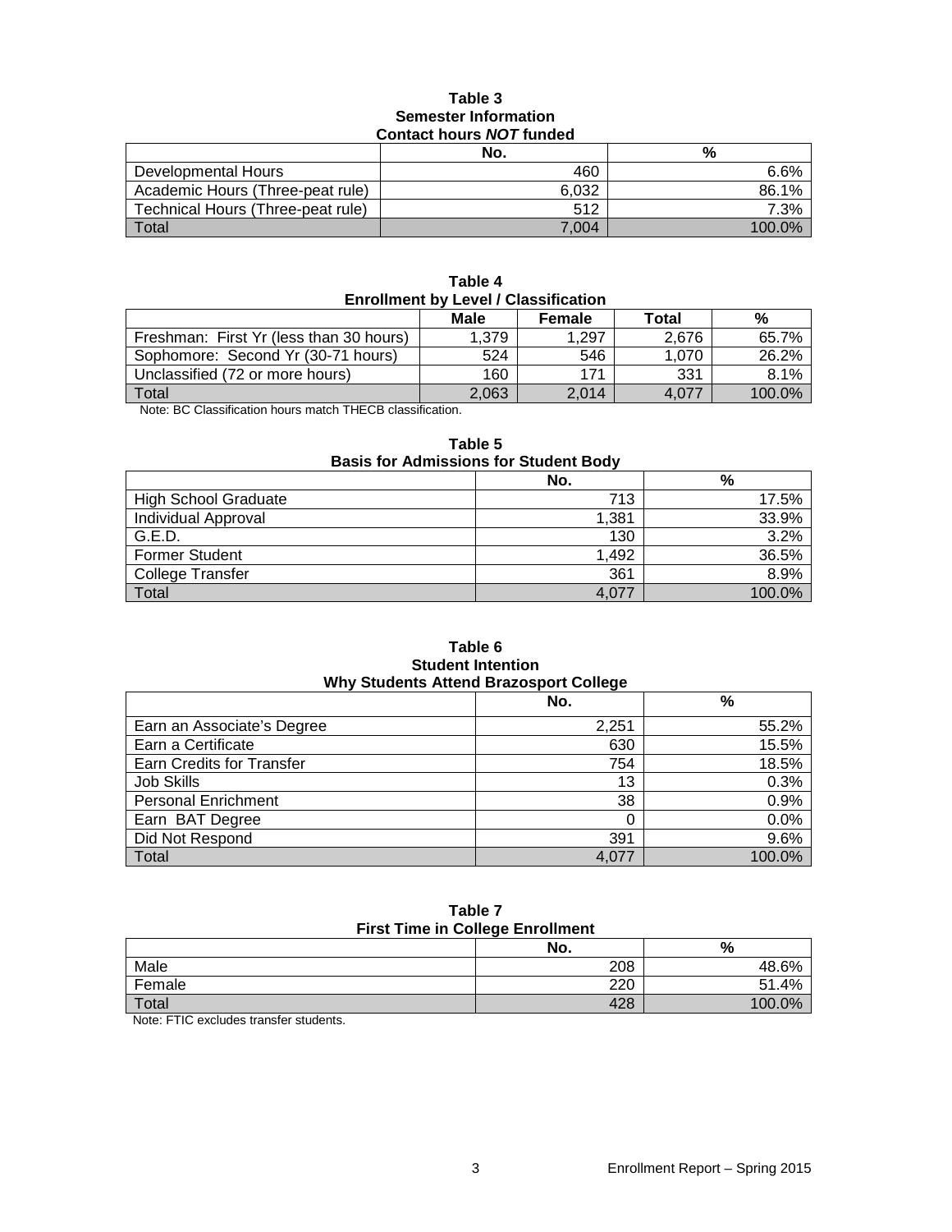**Table 3**
**Semester Information**
**Contact hours *NOT* funded**

| | No. | % |
|---|---|---|
| Developmental Hours | 460 | 6.6% |
| Academic Hours (Three-peat rule) | 6,032 | 86.1% |
| Technical Hours (Three-peat rule) | 512 | 7.3% |
| Total | 7,004 | 100.0% |

**Table 4**
**Enrollment by Level / Classification**

| | Male | Female | Total | % |
|---|---|---|---|---|
| Freshman: First Yr (less than 30 hours) | 1,379 | 1,297 | 2,676 | 65.7% |
| Sophomore: Second Yr (30-71 hours) | 524 | 546 | 1,070 | 26.2% |
| Unclassified (72 or more hours) | 160 | 171 | 331 | 8.1% |
| Total | 2,063 | 2,014 | 4,077 | 100.0% |

Note: BC Classification hours match THECB classification.

**Table 5**
**Basis for Admissions for Student Body**

| | No. | % |
|---|---|---|
| High School Graduate | 713 | 17.5% |
| Individual Approval | 1,381 | 33.9% |
| G.E.D. | 130 | 3.2% |
| Former Student | 1,492 | 36.5% |
| College Transfer | 361 | 8.9% |
| Total | 4,077 | 100.0% |

**Table 6**
**Student Intention**
**Why Students Attend Brazosport College**

| | No. | % |
|---|---|---|
| Earn an Associate's Degree | 2,251 | 55.2% |
| Earn a Certificate | 630 | 15.5% |
| Earn Credits for Transfer | 754 | 18.5% |
| Job Skills | 13 | 0.3% |
| Personal Enrichment | 38 | 0.9% |
| Earn BAT Degree | 0 | 0.0% |
| Did Not Respond | 391 | 9.6% |
| Total | 4,077 | 100.0% |

**Table 7**
**First Time in College Enrollment**

| | No. | % |
|---|---|---|
| Male | 208 | 48.6% |
| Female | 220 | 51.4% |
| Total | 428 | 100.0% |

Note: FTIC excludes transfer students.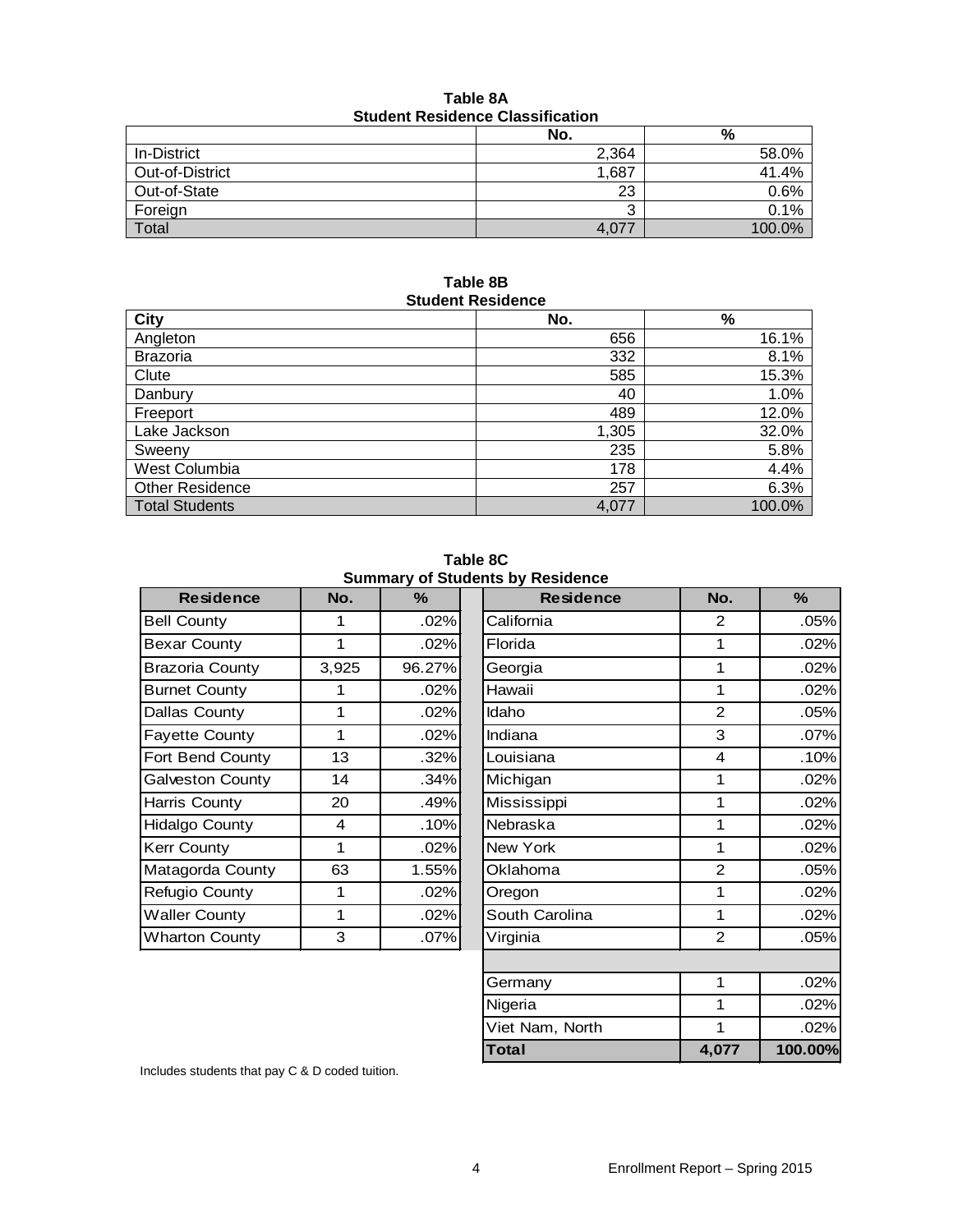**Table 8A**
**Student Residence Classification**

| | No. | % |
|---|---|---|
| In-District | 2,364 | 58.0% |
| Out-of-District | 1,687 | 41.4% |
| Out-of-State | 23 | 0.6% |
| Foreign | 3 | 0.1% |
| Total | 4,077 | 100.0% |

**Table 8B**
**Student Residence**

| City | No. | % |
|---|---|---|
| Angleton | 656 | 16.1% |
| Brazoria | 332 | 8.1% |
| Clute | 585 | 15.3% |
| Danbury | 40 | 1.0% |
| Freeport | 489 | 12.0% |
| Lake Jackson | 1,305 | 32.0% |
| Sweeny | 235 | 5.8% |
| West Columbia | 178 | 4.4% |
| Other Residence | 257 | 6.3% |
| Total Students | 4,077 | 100.0% |

**Table 8C**
**Summary of Students by Residence**

| Residence | No. | % | Residence | No. | % |
|---|---|---|---|---|---|
| Bell County | 1 | .02% | California | 2 | .05% |
| Bexar County | 1 | .02% | Florida | 1 | .02% |
| Brazoria County | 3,925 | 96.27% | Georgia | 1 | .02% |
| Burnet County | 1 | .02% | Hawaii | 1 | .02% |
| Dallas County | 1 | .02% | Idaho | 2 | .05% |
| Fayette County | 1 | .02% | Indiana | 3 | .07% |
| Fort Bend County | 13 | .32% | Louisiana | 4 | .10% |
| Galveston County | 14 | .34% | Michigan | 1 | .02% |
| Harris County | 20 | .49% | Mississippi | 1 | .02% |
| Hidalgo County | 4 | .10% | Nebraska | 1 | .02% |
| Kerr County | 1 | .02% | New York | 1 | .02% |
| Matagorda County | 63 | 1.55% | Oklahoma | 2 | .05% |
| Refugio County | 1 | .02% | Oregon | 1 | .02% |
| Waller County | 1 | .02% | South Carolina | 1 | .02% |
| Wharton County | 3 | .07% | Virginia | 2 | .05% |
| | | | | | |
| | | | Germany | 1 | .02% |
| | | | Nigeria | 1 | .02% |
| | | | Viet Nam, North | 1 | .02% |
| | | | **Total** | **4,077** | **100.00%** |

Includes students that pay C & D coded tuition.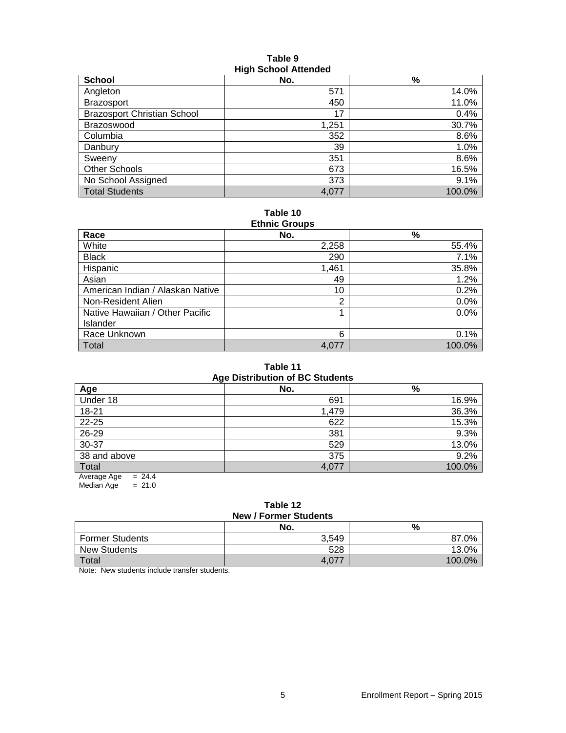**Table 9**
**High School Attended**

| School | No. | % |
|---|---|---|
| Angleton | 571 | 14.0% |
| Brazosport | 450 | 11.0% |
| Brazosport Christian School | 17 | 0.4% |
| Brazoswood | 1,251 | 30.7% |
| Columbia | 352 | 8.6% |
| Danbury | 39 | 1.0% |
| Sweeny | 351 | 8.6% |
| Other Schools | 673 | 16.5% |
| No School Assigned | 373 | 9.1% |
| Total Students | 4,077 | 100.0% |

**Table 10**
**Ethnic Groups**

| Race | No. | % |
|---|---|---|
| White | 2,258 | 55.4% |
| Black | 290 | 7.1% |
| Hispanic | 1,461 | 35.8% |
| Asian | 49 | 1.2% |
| American Indian / Alaskan Native | 10 | 0.2% |
| Non-Resident Alien | 2 | 0.0% |
| Native Hawaiian / Other Pacific Islander | 1 | 0.0% |
| Race Unknown | 6 | 0.1% |
| Total | 4,077 | 100.0% |

**Table 11**
**Age Distribution of BC Students**

| Age | No. | % |
|---|---|---|
| Under 18 | 691 | 16.9% |
| 18-21 | 1,479 | 36.3% |
| 22-25 | 622 | 15.3% |
| 26-29 | 381 | 9.3% |
| 30-37 | 529 | 13.0% |
| 38 and above | 375 | 9.2% |
| Total | 4,077 | 100.0% |

Average Age = 24.4
Median Age = 21.0

**Table 12**
**New / Former Students**

| | No. | % |
|---|---|---|
| Former Students | 3,549 | 87.0% |
| New Students | 528 | 13.0% |
| Total | 4,077 | 100.0% |

Note: New students include transfer students.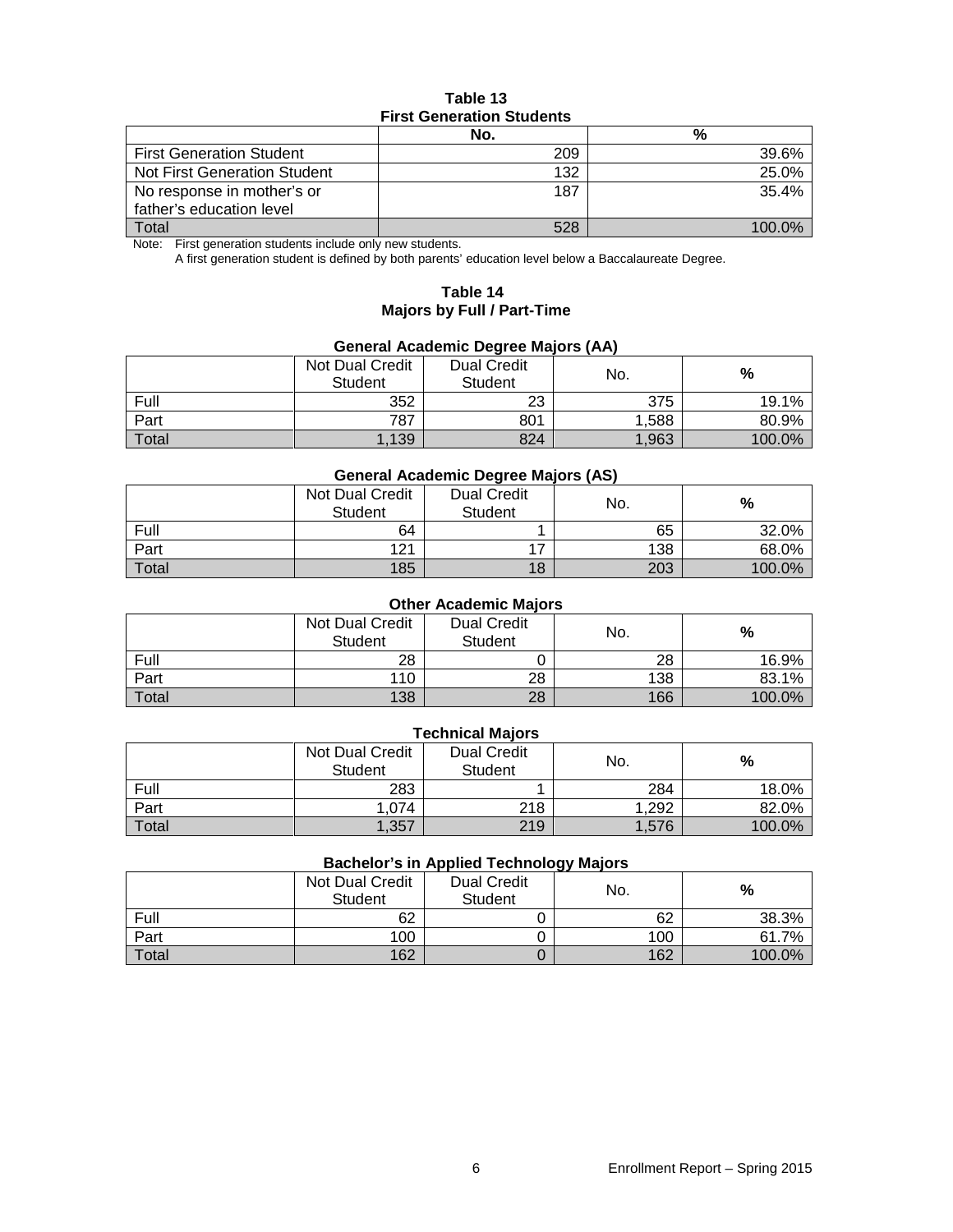**Table 13**
**First Generation Students**

| | No. | % |
|---|---|---|
| First Generation Student | 209 | 39.6% |
| Not First Generation Student | 132 | 25.0% |
| No response in mother's or father's education level | 187 | 35.4% |
| Total | 528 | 100.0% |

Note: First generation students include only new students.
A first generation student is defined by both parents' education level below a Baccalaureate Degree.

**Table 14**
**Majors by Full / Part-Time**

**General Academic Degree Majors (AA)**

| | Not Dual Credit Student | Dual Credit Student | No. | % |
|---|---|---|---|---|
| Full | 352 | 23 | 375 | 19.1% |
| Part | 787 | 801 | 1,588 | 80.9% |
| Total | 1,139 | 824 | 1,963 | 100.0% |

**General Academic Degree Majors (AS)**

| | Not Dual Credit Student | Dual Credit Student | No. | % |
|---|---|---|---|---|
| Full | 64 | 1 | 65 | 32.0% |
| Part | 121 | 17 | 138 | 68.0% |
| Total | 185 | 18 | 203 | 100.0% |

**Other Academic Majors**

| | Not Dual Credit Student | Dual Credit Student | No. | % |
|---|---|---|---|---|
| Full | 28 | 0 | 28 | 16.9% |
| Part | 110 | 28 | 138 | 83.1% |
| Total | 138 | 28 | 166 | 100.0% |

**Technical Majors**

| | Not Dual Credit Student | Dual Credit Student | No. | % |
|---|---|---|---|---|
| Full | 283 | 1 | 284 | 18.0% |
| Part | 1,074 | 218 | 1,292 | 82.0% |
| Total | 1,357 | 219 | 1,576 | 100.0% |

**Bachelor's in Applied Technology Majors**

| | Not Dual Credit Student | Dual Credit Student | No. | % |
|---|---|---|---|---|
| Full | 62 | 0 | 62 | 38.3% |
| Part | 100 | 0 | 100 | 61.7% |
| Total | 162 | 0 | 162 | 100.0% |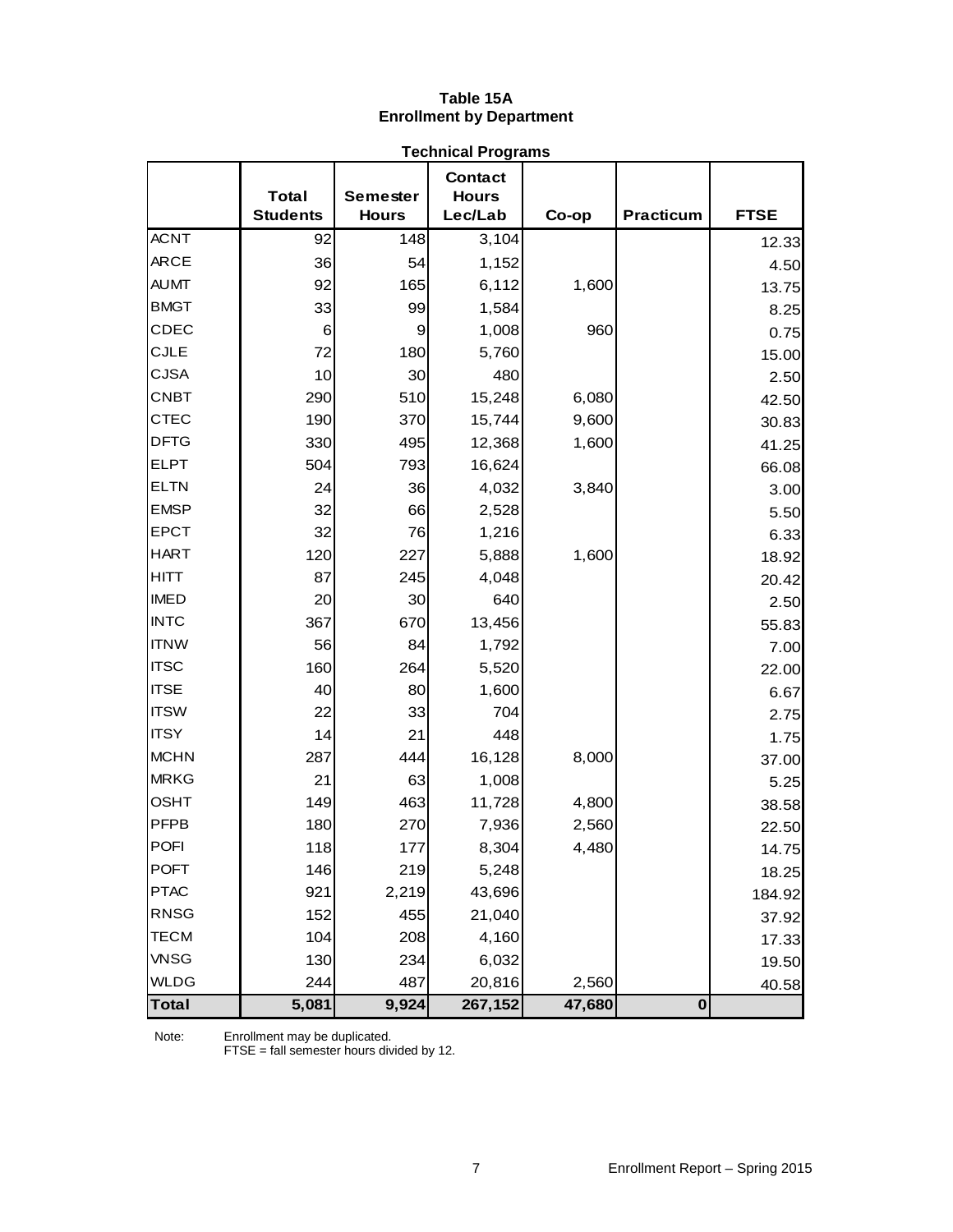# Table 15A
## Enrollment by Department

### Technical Programs

| | Total Students | Semester Hours | Contact Hours Lec/Lab | Co-op | Practicum | FTSE |
|---|---|---|---|---|---|---|
| ACNT | 92 | 148 | 3,104 | | | 12.33 |
| ARCE | 36 | 54 | 1,152 | | | 4.50 |
| AUMT | 92 | 165 | 6,112 | 1,600 | | 13.75 |
| BMGT | 33 | 99 | 1,584 | | | 8.25 |
| CDEC | 6 | 9 | 1,008 | 960 | | 0.75 |
| CJLE | 72 | 180 | 5,760 | | | 15.00 |
| CJSA | 10 | 30 | 480 | | | 2.50 |
| CNBT | 290 | 510 | 15,248 | 6,080 | | 42.50 |
| CTEC | 190 | 370 | 15,744 | 9,600 | | 30.83 |
| DFTG | 330 | 495 | 12,368 | 1,600 | | 41.25 |
| ELPT | 504 | 793 | 16,624 | | | 66.08 |
| ELTN | 24 | 36 | 4,032 | 3,840 | | 3.00 |
| EMSP | 32 | 66 | 2,528 | | | 5.50 |
| EPCT | 32 | 76 | 1,216 | | | 6.33 |
| HART | 120 | 227 | 5,888 | 1,600 | | 18.92 |
| HITT | 87 | 245 | 4,048 | | | 20.42 |
| IMED | 20 | 30 | 640 | | | 2.50 |
| INTC | 367 | 670 | 13,456 | | | 55.83 |
| ITNW | 56 | 84 | 1,792 | | | 7.00 |
| ITSC | 160 | 264 | 5,520 | | | 22.00 |
| ITSE | 40 | 80 | 1,600 | | | 6.67 |
| ITSW | 22 | 33 | 704 | | | 2.75 |
| ITSY | 14 | 21 | 448 | | | 1.75 |
| MCHN | 287 | 444 | 16,128 | 8,000 | | 37.00 |
| MRKG | 21 | 63 | 1,008 | | | 5.25 |
| OSHT | 149 | 463 | 11,728 | 4,800 | | 38.58 |
| PFPB | 180 | 270 | 7,936 | 2,560 | | 22.50 |
| POFI | 118 | 177 | 8,304 | 4,480 | | 14.75 |
| POFT | 146 | 219 | 5,248 | | | 18.25 |
| PTAC | 921 | 2,219 | 43,696 | | | 184.92 |
| RNSG | 152 | 455 | 21,040 | | | 37.92 |
| TECM | 104 | 208 | 4,160 | | | 17.33 |
| VNSG | 130 | 234 | 6,032 | | | 19.50 |
| WLDG | 244 | 487 | 20,816 | 2,560 | | 40.58 |
| **Total** | **5,081** | **9,924** | **267,152** | **47,680** | **0** | |

Note: Enrollment may be duplicated.
FTSE = fall semester hours divided by 12.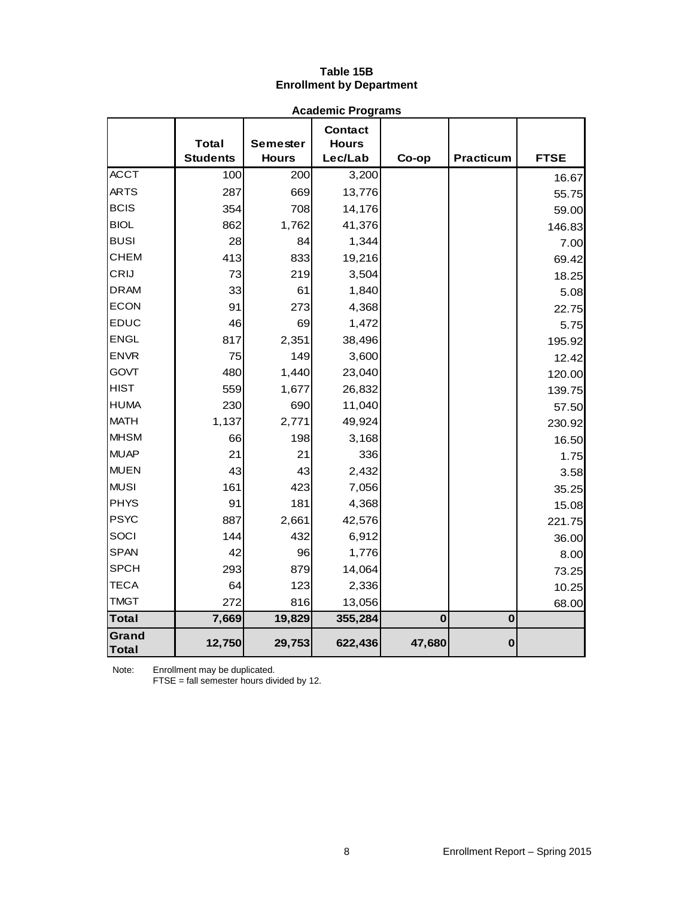# Table 15B
## Enrollment by Department

### Academic Programs

| | Total Students | Semester Hours | Contact Hours Lec/Lab | Co-op | Practicum | FTSE |
|---|---|---|---|---|---|---|
| ACCT | 100 | 200 | 3,200 | | | 16.67 |
| ARTS | 287 | 669 | 13,776 | | | 55.75 |
| BCIS | 354 | 708 | 14,176 | | | 59.00 |
| BIOL | 862 | 1,762 | 41,376 | | | 146.83 |
| BUSI | 28 | 84 | 1,344 | | | 7.00 |
| CHEM | 413 | 833 | 19,216 | | | 69.42 |
| CRIJ | 73 | 219 | 3,504 | | | 18.25 |
| DRAM | 33 | 61 | 1,840 | | | 5.08 |
| ECON | 91 | 273 | 4,368 | | | 22.75 |
| EDUC | 46 | 69 | 1,472 | | | 5.75 |
| ENGL | 817 | 2,351 | 38,496 | | | 195.92 |
| ENVR | 75 | 149 | 3,600 | | | 12.42 |
| GOVT | 480 | 1,440 | 23,040 | | | 120.00 |
| HIST | 559 | 1,677 | 26,832 | | | 139.75 |
| HUMA | 230 | 690 | 11,040 | | | 57.50 |
| MATH | 1,137 | 2,771 | 49,924 | | | 230.92 |
| MHSM | 66 | 198 | 3,168 | | | 16.50 |
| MUAP | 21 | 21 | 336 | | | 1.75 |
| MUEN | 43 | 43 | 2,432 | | | 3.58 |
| MUSI | 161 | 423 | 7,056 | | | 35.25 |
| PHYS | 91 | 181 | 4,368 | | | 15.08 |
| PSYC | 887 | 2,661 | 42,576 | | | 221.75 |
| SOCI | 144 | 432 | 6,912 | | | 36.00 |
| SPAN | 42 | 96 | 1,776 | | | 8.00 |
| SPCH | 293 | 879 | 14,064 | | | 73.25 |
| TECA | 64 | 123 | 2,336 | | | 10.25 |
| TMGT | 272 | 816 | 13,056 | | | 68.00 |
| **Total** | **7,669** | **19,829** | **355,284** | **0** | **0** | |
| **Grand Total** | **12,750** | **29,753** | **622,436** | **47,680** | **0** | |

Note: Enrollment may be duplicated.
FTSE = fall semester hours divided by 12.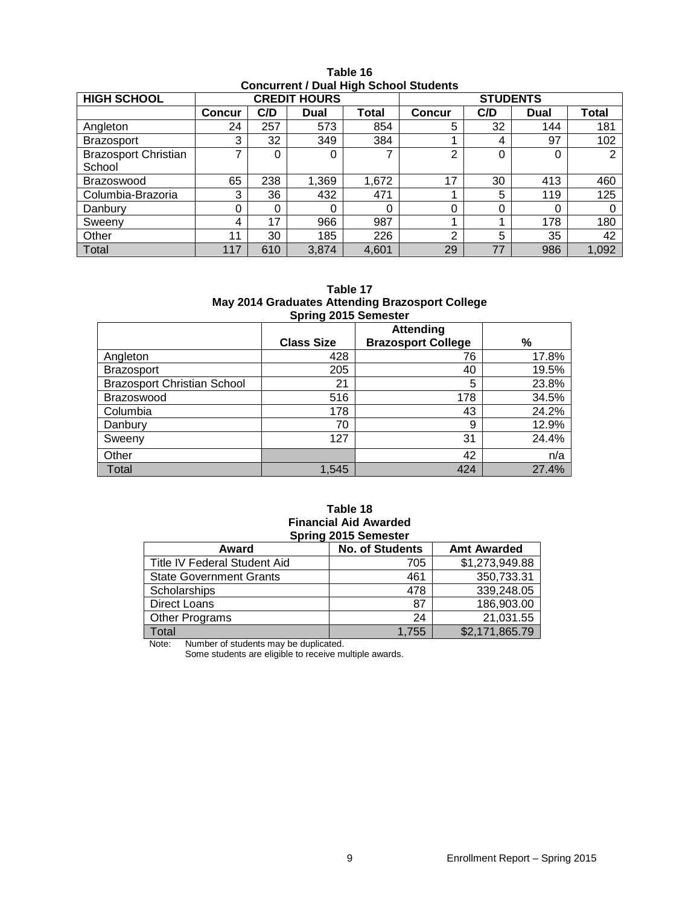**Table 16**
**Concurrent / Dual High School Students**

| HIGH SCHOOL | CREDIT HOURS | | | | STUDENTS | | | |
|---|---|---|---|---|---|---|---|---|
| | Concur | C/D | Dual | Total | Concur | C/D | Dual | Total |
| Angleton | 24 | 257 | 573 | 854 | 5 | 32 | 144 | 181 |
| Brazosport | 3 | 32 | 349 | 384 | 1 | 4 | 97 | 102 |
| Brazosport Christian School | 7 | 0 | 0 | 7 | 2 | 0 | 0 | 2 |
| Brazoswood | 65 | 238 | 1,369 | 1,672 | 17 | 30 | 413 | 460 |
| Columbia-Brazoria | 3 | 36 | 432 | 471 | 1 | 5 | 119 | 125 |
| Danbury | 0 | 0 | 0 | 0 | 0 | 0 | 0 | 0 |
| Sweeny | 4 | 17 | 966 | 987 | 1 | 1 | 178 | 180 |
| Other | 11 | 30 | 185 | 226 | 2 | 5 | 35 | 42 |
| Total | 117 | 610 | 3,874 | 4,601 | 29 | 77 | 986 | 1,092 |

**Table 17**
**May 2014 Graduates Attending Brazosport College**
**Spring 2015 Semester**

| | Class Size | Attending Brazosport College | % |
|---|---|---|---|
| Angleton | 428 | 76 | 17.8% |
| Brazosport | 205 | 40 | 19.5% |
| Brazosport Christian School | 21 | 5 | 23.8% |
| Brazoswood | 516 | 178 | 34.5% |
| Columbia | 178 | 43 | 24.2% |
| Danbury | 70 | 9 | 12.9% |
| Sweeny | 127 | 31 | 24.4% |
| Other | | 42 | n/a |
| Total | 1,545 | 424 | 27.4% |

**Table 18**
**Financial Aid Awarded**
**Spring 2015 Semester**

| Award | No. of Students | Amt Awarded |
|---|---|---|
| Title IV Federal Student Aid | 705 | $1,273,949.88 |
| State Government Grants | 461 | 350,733.31 |
| Scholarships | 478 | 339,248.05 |
| Direct Loans | 87 | 186,903.00 |
| Other Programs | 24 | 21,031.55 |
| Total | 1,755 | $2,171,865.79 |

Note: Number of students may be duplicated.
Some students are eligible to receive multiple awards.